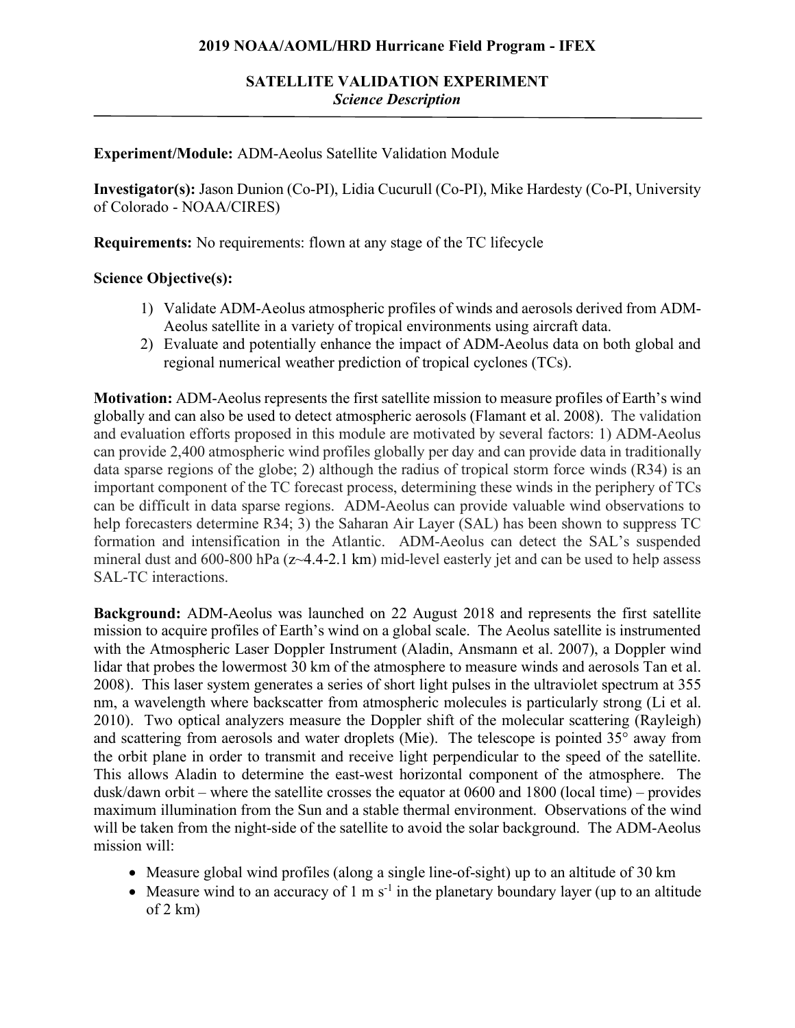**2019 NOAA/AOML/HRD Hurricane Field Program - IFEX**

**SATELLITE VALIDATION EXPERIMENT**
***Science Description***

---

**Experiment/Module:** ADM-Aeolus Satellite Validation Module

**Investigator(s):** Jason Dunion (Co-PI), Lidia Cucurull (Co-PI), Mike Hardesty (Co-PI, University of Colorado - NOAA/CIRES)

**Requirements:** No requirements: flown at any stage of the TC lifecycle

**Science Objective(s):**

1) Validate ADM-Aeolus atmospheric profiles of winds and aerosols derived from ADM-Aeolus satellite in a variety of tropical environments using aircraft data.
2) Evaluate and potentially enhance the impact of ADM-Aeolus data on both global and regional numerical weather prediction of tropical cyclones (TCs).

**Motivation:** ADM-Aeolus represents the first satellite mission to measure profiles of Earth's wind globally and can also be used to detect atmospheric aerosols (Flamant et al. 2008). The validation and evaluation efforts proposed in this module are motivated by several factors: 1) ADM-Aeolus can provide 2,400 atmospheric wind profiles globally per day and can provide data in traditionally data sparse regions of the globe; 2) although the radius of tropical storm force winds (R34) is an important component of the TC forecast process, determining these winds in the periphery of TCs can be difficult in data sparse regions. ADM-Aeolus can provide valuable wind observations to help forecasters determine R34; 3) the Saharan Air Layer (SAL) has been shown to suppress TC formation and intensification in the Atlantic. ADM-Aeolus can detect the SAL's suspended mineral dust and 600-800 hPa (z~4.4-2.1 km) mid-level easterly jet and can be used to help assess SAL-TC interactions.

**Background:** ADM-Aeolus was launched on 22 August 2018 and represents the first satellite mission to acquire profiles of Earth's wind on a global scale. The Aeolus satellite is instrumented with the Atmospheric Laser Doppler Instrument (Aladin, Ansmann et al. 2007), a Doppler wind lidar that probes the lowermost 30 km of the atmosphere to measure winds and aerosols Tan et al. 2008). This laser system generates a series of short light pulses in the ultraviolet spectrum at 355 nm, a wavelength where backscatter from atmospheric molecules is particularly strong (Li et al. 2010). Two optical analyzers measure the Doppler shift of the molecular scattering (Rayleigh) and scattering from aerosols and water droplets (Mie). The telescope is pointed 35° away from the orbit plane in order to transmit and receive light perpendicular to the speed of the satellite. This allows Aladin to determine the east-west horizontal component of the atmosphere. The dusk/dawn orbit – where the satellite crosses the equator at 0600 and 1800 (local time) – provides maximum illumination from the Sun and a stable thermal environment. Observations of the wind will be taken from the night-side of the satellite to avoid the solar background. The ADM-Aeolus mission will:

- Measure global wind profiles (along a single line-of-sight) up to an altitude of 30 km
- Measure wind to an accuracy of 1 m $s^{-1}$ in the planetary boundary layer (up to an altitude of 2 km)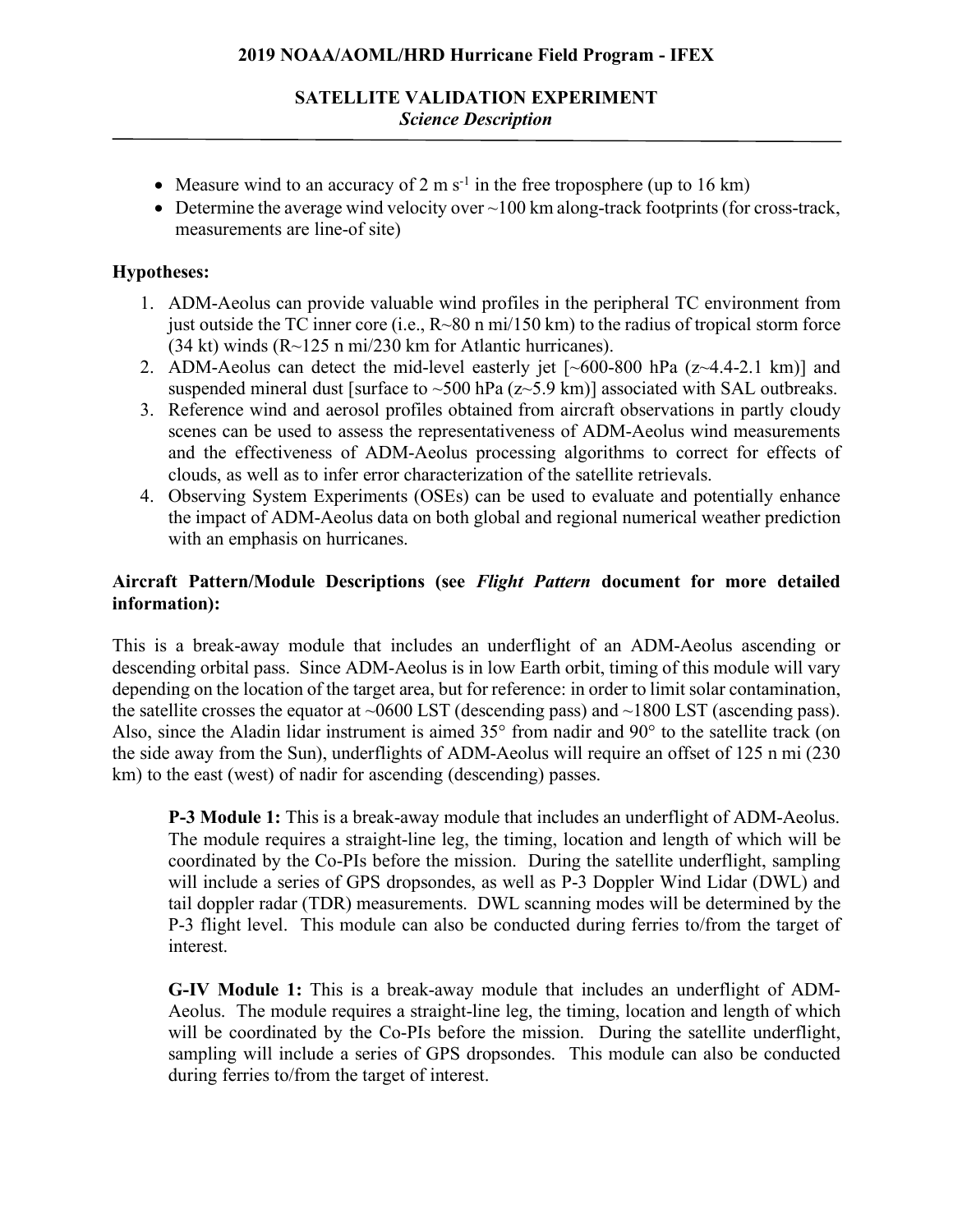- Measure wind to an accuracy of 2 m $s^{-1}$ in the free troposphere (up to 16 km)
- Determine the average wind velocity over ~100 km along-track footprints (for cross-track, measurements are line-of site)

**Hypotheses:**

1. ADM-Aeolus can provide valuable wind profiles in the peripheral TC environment from just outside the TC inner core (i.e., R~80 n mi/150 km) to the radius of tropical storm force (34 kt) winds (R~125 n mi/230 km for Atlantic hurricanes).
2. ADM-Aeolus can detect the mid-level easterly jet [~600-800 hPa (z~4.4-2.1 km)] and suspended mineral dust [surface to ~500 hPa (z~5.9 km)] associated with SAL outbreaks.
3. Reference wind and aerosol profiles obtained from aircraft observations in partly cloudy scenes can be used to assess the representativeness of ADM-Aeolus wind measurements and the effectiveness of ADM-Aeolus processing algorithms to correct for effects of clouds, as well as to infer error characterization of the satellite retrievals.
4. Observing System Experiments (OSEs) can be used to evaluate and potentially enhance the impact of ADM-Aeolus data on both global and regional numerical weather prediction with an emphasis on hurricanes.

**Aircraft Pattern/Module Descriptions (see *Flight Pattern* document for more detailed information):**

This is a break-away module that includes an underflight of an ADM-Aeolus ascending or descending orbital pass. Since ADM-Aeolus is in low Earth orbit, timing of this module will vary depending on the location of the target area, but for reference: in order to limit solar contamination, the satellite crosses the equator at ~0600 LST (descending pass) and ~1800 LST (ascending pass). Also, since the Aladin lidar instrument is aimed 35° from nadir and 90° to the satellite track (on the side away from the Sun), underflights of ADM-Aeolus will require an offset of 125 n mi (230 km) to the east (west) of nadir for ascending (descending) passes.

**P-3 Module 1:** This is a break-away module that includes an underflight of ADM-Aeolus. The module requires a straight-line leg, the timing, location and length of which will be coordinated by the Co-PIs before the mission. During the satellite underflight, sampling will include a series of GPS dropsondes, as well as P-3 Doppler Wind Lidar (DWL) and tail doppler radar (TDR) measurements. DWL scanning modes will be determined by the P-3 flight level. This module can also be conducted during ferries to/from the target of interest.

**G-IV Module 1:** This is a break-away module that includes an underflight of ADM-Aeolus. The module requires a straight-line leg, the timing, location and length of which will be coordinated by the Co-PIs before the mission. During the satellite underflight, sampling will include a series of GPS dropsondes. This module can also be conducted during ferries to/from the target of interest.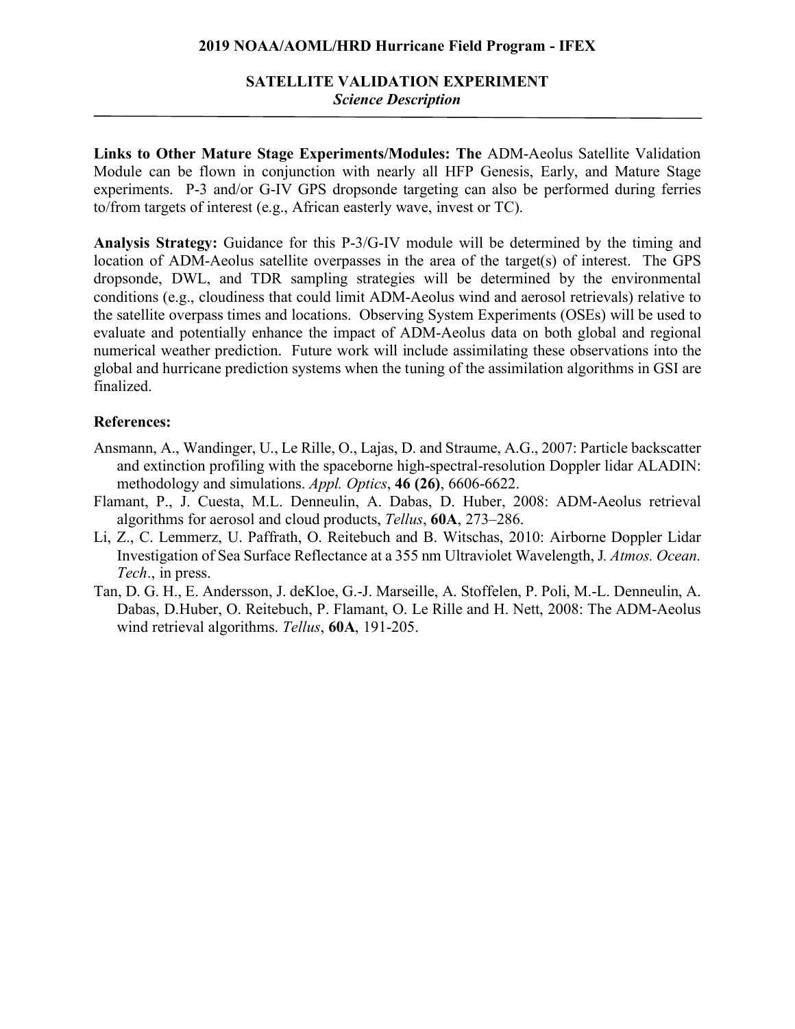**Links to Other Mature Stage Experiments/Modules: The** ADM-Aeolus Satellite Validation Module can be flown in conjunction with nearly all HFP Genesis, Early, and Mature Stage experiments. P-3 and/or G-IV GPS dropsonde targeting can also be performed during ferries to/from targets of interest (e.g., African easterly wave, invest or TC).

**Analysis Strategy:** Guidance for this P-3/G-IV module will be determined by the timing and location of ADM-Aeolus satellite overpasses in the area of the target(s) of interest. The GPS dropsonde, DWL, and TDR sampling strategies will be determined by the environmental conditions (e.g., cloudiness that could limit ADM-Aeolus wind and aerosol retrievals) relative to the satellite overpass times and locations. Observing System Experiments (OSEs) will be used to evaluate and potentially enhance the impact of ADM-Aeolus data on both global and regional numerical weather prediction. Future work will include assimilating these observations into the global and hurricane prediction systems when the tuning of the assimilation algorithms in GSI are finalized.

**References:**

Ansmann, A., Wandinger, U., Le Rille, O., Lajas, D. and Straume, A.G., 2007: Particle backscatter and extinction profiling with the spaceborne high-spectral-resolution Doppler lidar ALADIN: methodology and simulations. *Appl. Optics*, **46 (26)**, 6606-6622.

Flamant, P., J. Cuesta, M.L. Denneulin, A. Dabas, D. Huber, 2008: ADM-Aeolus retrieval algorithms for aerosol and cloud products, *Tellus*, **60A**, 273–286.

Li, Z., C. Lemmerz, U. Paffrath, O. Reitebuch and B. Witschas, 2010: Airborne Doppler Lidar Investigation of Sea Surface Reflectance at a 355 nm Ultraviolet Wavelength, J*. Atmos. Ocean. Tech*., in press.

Tan, D. G. H., E. Andersson, J. deKloe, G.-J. Marseille, A. Stoffelen, P. Poli, M.-L. Denneulin, A. Dabas, D.Huber, O. Reitebuch, P. Flamant, O. Le Rille and H. Nett, 2008: The ADM-Aeolus wind retrieval algorithms. *Tellus*, **60A**, 191-205.